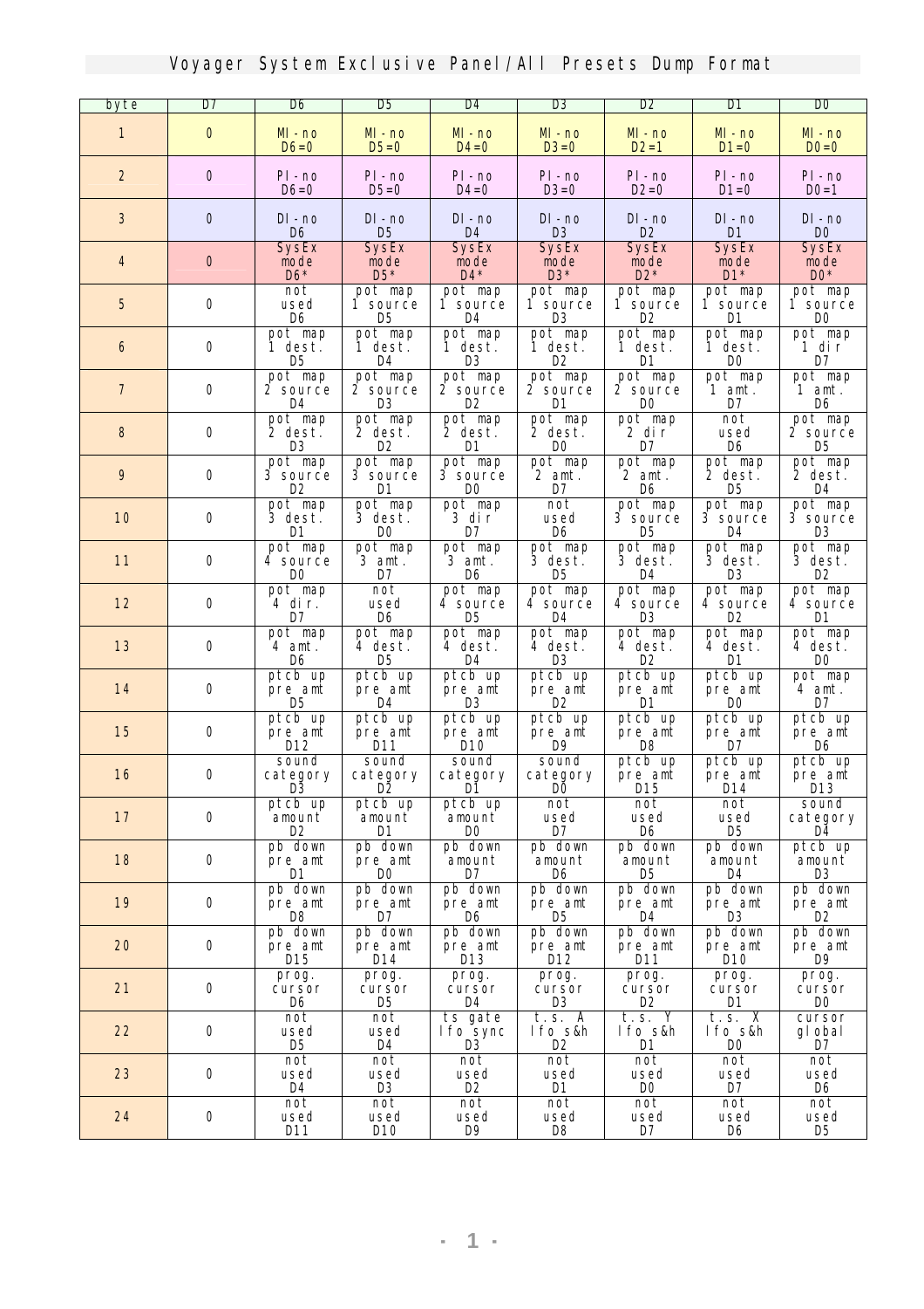# Voyager System Exclusive Panel/All Presets Dump Format

| byte | D7 | D6 | D5 | D4 | D3 | D2 | D1 | D0 |
|---|---|---|---|---|---|---|---|---|
| 1 | 0 | MI-no D6=0 | MI-no D5=0 | MI-no D4=0 | MI-no D3=0 | MI-no D2=1 | MI-no D1=0 | MI-no D0=0 |
| 2 | 0 | PI-no D6=0 | PI-no D5=0 | PI-no D4=0 | PI-no D3=0 | PI-no D2=0 | PI-no D1=0 | PI-no D0=1 |
| 3 | 0 | DI-no D6 | DI-no D5 | DI-no D4 | DI-no D3 | DI-no D2 | DI-no D1 | DI-no D0 |
| 4 | 0 | SysEx mode D6* | SysEx mode D5* | SysEx mode D4* | SysEx mode D3* | SysEx mode D2* | SysEx mode D1* | SysEx mode D0* |
| 5 | 0 | not used D6 | pot map 1 source D5 | pot map 1 source D4 | pot map 1 source D3 | pot map 1 source D2 | pot map 1 source D1 | pot map 1 source D0 |
| 6 | 0 | pot map 1 dest. D5 | pot map 1 dest. D4 | pot map 1 dest. D3 | pot map 1 dest. D2 | pot map 1 dest. D1 | pot map 1 dest. D0 | pot map 1 dir D7 |
| 7 | 0 | pot map 2 source D4 | pot map 2 source D3 | pot map 2 source D2 | pot map 2 source D1 | pot map 2 source D0 | pot map 1 amt. D7 | pot map 1 amt. D6 |
| 8 | 0 | pot map 2 dest. D3 | pot map 2 dest. D2 | pot map 2 dest. D1 | pot map 2 dest. D0 | pot map 2 dir D7 | not used D6 | pot map 2 source D5 |
| 9 | 0 | pot map 3 source D2 | pot map 3 source D1 | pot map 3 source D0 | pot map 2 amt. D7 | pot map 2 amt. D6 | pot map 2 dest. D5 | pot map 2 dest. D4 |
| 10 | 0 | pot map 3 dest. D1 | pot map 3 dest. D0 | pot map 3 dir D7 | not used D6 | pot map 3 source D5 | pot map 3 source D4 | pot map 3 source D3 |
| 11 | 0 | pot map 4 source D0 | pot map 3 amt. D7 | pot map 3 amt. D6 | pot map 3 dest. D5 | pot map 3 dest. D4 | pot map 3 dest. D3 | pot map 3 dest. D2 |
| 12 | 0 | pot map 4 dir. D7 | not used D6 | pot map 4 source D5 | pot map 4 source D4 | pot map 4 source D3 | pot map 4 source D2 | pot map 4 source D1 |
| 13 | 0 | pot map 4 amt. D6 | pot map 4 dest. D5 | pot map 4 dest. D4 | pot map 4 dest. D3 | pot map 4 dest. D2 | pot map 4 dest. D1 | pot map 4 dest. D0 |
| 14 | 0 | ptcb up pre amt D5 | ptcb up pre amt D4 | ptcb up pre amt D3 | ptcb up pre amt D2 | ptcb up pre amt D1 | ptcb up pre amt D0 | pot map 4 amt. D7 |
| 15 | 0 | ptcb up pre amt D12 | ptcb up pre amt D11 | ptcb up pre amt D10 | ptcb up pre amt D9 | ptcb up pre amt D8 | ptcb up pre amt D7 | ptcb up pre amt D6 |
| 16 | 0 | sound category D3 | sound category D2 | sound category D1 | sound category D0 | ptcb up pre amt D15 | ptcb up pre amt D14 | ptcb up pre amt D13 |
| 17 | 0 | ptcb up amount D2 | ptcb up amount D1 | ptcb up amount D0 | not used D7 | not used D6 | not used D5 | sound category D4 |
| 18 | 0 | pb down pre amt D1 | pb down pre amt D0 | pb down amount D7 | pb down amount D6 | pb down amount D5 | pb down amount D4 | ptcb up amount D3 |
| 19 | 0 | pb down pre amt D8 | pb down pre amt D7 | pb down pre amt D6 | pb down pre amt D5 | pb down pre amt D4 | pb down pre amt D3 | pb down pre amt D2 |
| 20 | 0 | pb down pre amt D15 | pb down pre amt D14 | pb down pre amt D13 | pb down pre amt D12 | pb down pre amt D11 | pb down pre amt D10 | pb down pre amt D9 |
| 21 | 0 | prog. cursor D6 | prog. cursor D5 | prog. cursor D4 | prog. cursor D3 | prog. cursor D2 | prog. cursor D1 | prog. cursor D0 |
| 22 | 0 | not used D5 | not used D4 | ts gate lfo sync D3 | t.s. A lfo s&h D2 | t.s. Y lfo s&h D1 | t.s. X lfo s&h D0 | cursor global D7 |
| 23 | 0 | not used D4 | not used D3 | not used D2 | not used D1 | not used D0 | not used D7 | not used D6 |
| 24 | 0 | not used D11 | not used D10 | not used D9 | not used D8 | not used D7 | not used D6 | not used D5 |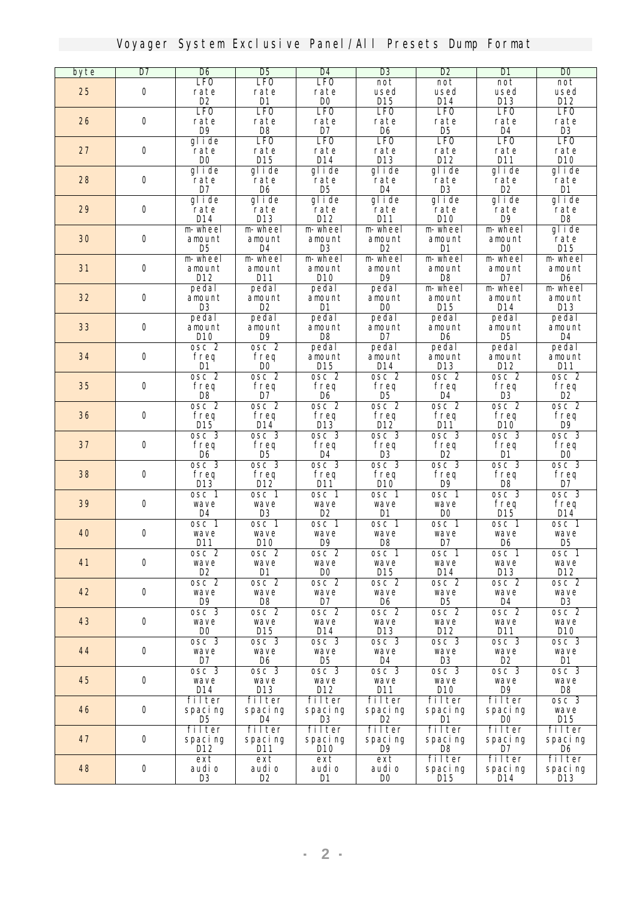# Voyager System Exclusive Panel/All Presets Dump Format

| byte | D7 | D6 | D5 | D4 | D3 | D2 | D1 | D0 |
|---|---|---|---|---|---|---|---|---|
| 25 | 0 | LFO rate D2 | LFO rate D1 | LFO rate D0 | not used D15 | not used D14 | not used D13 | not used D12 |
| 26 | 0 | LFO rate D9 | LFO rate D8 | LFO rate D7 | LFO rate D6 | LFO rate D5 | LFO rate D4 | LFO rate D3 |
| 27 | 0 | glide rate D0 | LFO rate D15 | LFO rate D14 | LFO rate D13 | LFO rate D12 | LFO rate D11 | LFO rate D10 |
| 28 | 0 | glide rate D7 | glide rate D6 | glide rate D5 | glide rate D4 | glide rate D3 | glide rate D2 | glide rate D1 |
| 29 | 0 | glide rate D14 | glide rate D13 | glide rate D12 | glide rate D11 | glide rate D10 | glide rate D9 | glide rate D8 |
| 30 | 0 | m-wheel amount D5 | m-wheel amount D4 | m-wheel amount D3 | m-wheel amount D2 | m-wheel amount D1 | m-wheel amount D0 | glide rate D15 |
| 31 | 0 | m-wheel amount D12 | m-wheel amount D11 | m-wheel amount D10 | m-wheel amount D9 | m-wheel amount D8 | m-wheel amount D7 | m-wheel amount D6 |
| 32 | 0 | pedal amount D3 | pedal amount D2 | pedal amount D1 | pedal amount D0 | m-wheel amount D15 | m-wheel amount D14 | m-wheel amount D13 |
| 33 | 0 | pedal amount D10 | pedal amount D9 | pedal amount D8 | pedal amount D7 | pedal amount D6 | pedal amount D5 | pedal amount D4 |
| 34 | 0 | osc 2 freq D1 | osc 2 freq D0 | pedal amount D15 | pedal amount D14 | pedal amount D13 | pedal amount D12 | pedal amount D11 |
| 35 | 0 | osc 2 freq D8 | osc 2 freq D7 | osc 2 freq D6 | osc 2 freq D5 | osc 2 freq D4 | osc 2 freq D3 | osc 2 freq D2 |
| 36 | 0 | osc 2 freq D15 | osc 2 freq D14 | osc 2 freq D13 | osc 2 freq D12 | osc 2 freq D11 | osc 2 freq D10 | osc 2 freq D9 |
| 37 | 0 | osc 3 freq D6 | osc 3 freq D5 | osc 3 freq D4 | osc 3 freq D3 | osc 3 freq D2 | osc 3 freq D1 | osc 3 freq D0 |
| 38 | 0 | osc 3 freq D13 | osc 3 freq D12 | osc 3 freq D11 | osc 3 freq D10 | osc 3 freq D9 | osc 3 freq D8 | osc 3 freq D7 |
| 39 | 0 | osc 1 wave D4 | osc 1 wave D3 | osc 1 wave D2 | osc 1 wave D1 | osc 1 wave D0 | osc 3 freq D15 | osc 3 freq D14 |
| 40 | 0 | osc 1 wave D11 | osc 1 wave D10 | osc 1 wave D9 | osc 1 wave D8 | osc 1 wave D7 | osc 1 wave D6 | osc 1 wave D5 |
| 41 | 0 | osc 2 wave D2 | osc 2 wave D1 | osc 2 wave D0 | osc 1 wave D15 | osc 1 wave D14 | osc 1 wave D13 | osc 1 wave D12 |
| 42 | 0 | osc 2 wave D9 | osc 2 wave D8 | osc 2 wave D7 | osc 2 wave D6 | osc 2 wave D5 | osc 2 wave D4 | osc 2 wave D3 |
| 43 | 0 | osc 3 wave D0 | osc 2 wave D15 | osc 2 wave D14 | osc 2 wave D13 | osc 2 wave D12 | osc 2 wave D11 | osc 2 wave D10 |
| 44 | 0 | osc 3 wave D7 | osc 3 wave D6 | osc 3 wave D5 | osc 3 wave D4 | osc 3 wave D3 | osc 3 wave D2 | osc 3 wave D1 |
| 45 | 0 | osc 3 wave D14 | osc 3 wave D13 | osc 3 wave D12 | osc 3 wave D11 | osc 3 wave D10 | osc 3 wave D9 | osc 3 wave D8 |
| 46 | 0 | filter spacing D5 | filter spacing D4 | filter spacing D3 | filter spacing D2 | filter spacing D1 | filter spacing D0 | osc 3 wave D15 |
| 47 | 0 | filter spacing D12 | filter spacing D11 | filter spacing D10 | filter spacing D9 | filter spacing D8 | filter spacing D7 | filter spacing D6 |
| 48 | 0 | ext audio D3 | ext audio D2 | ext audio D1 | ext audio D0 | filter spacing D15 | filter spacing D14 | filter spacing D13 |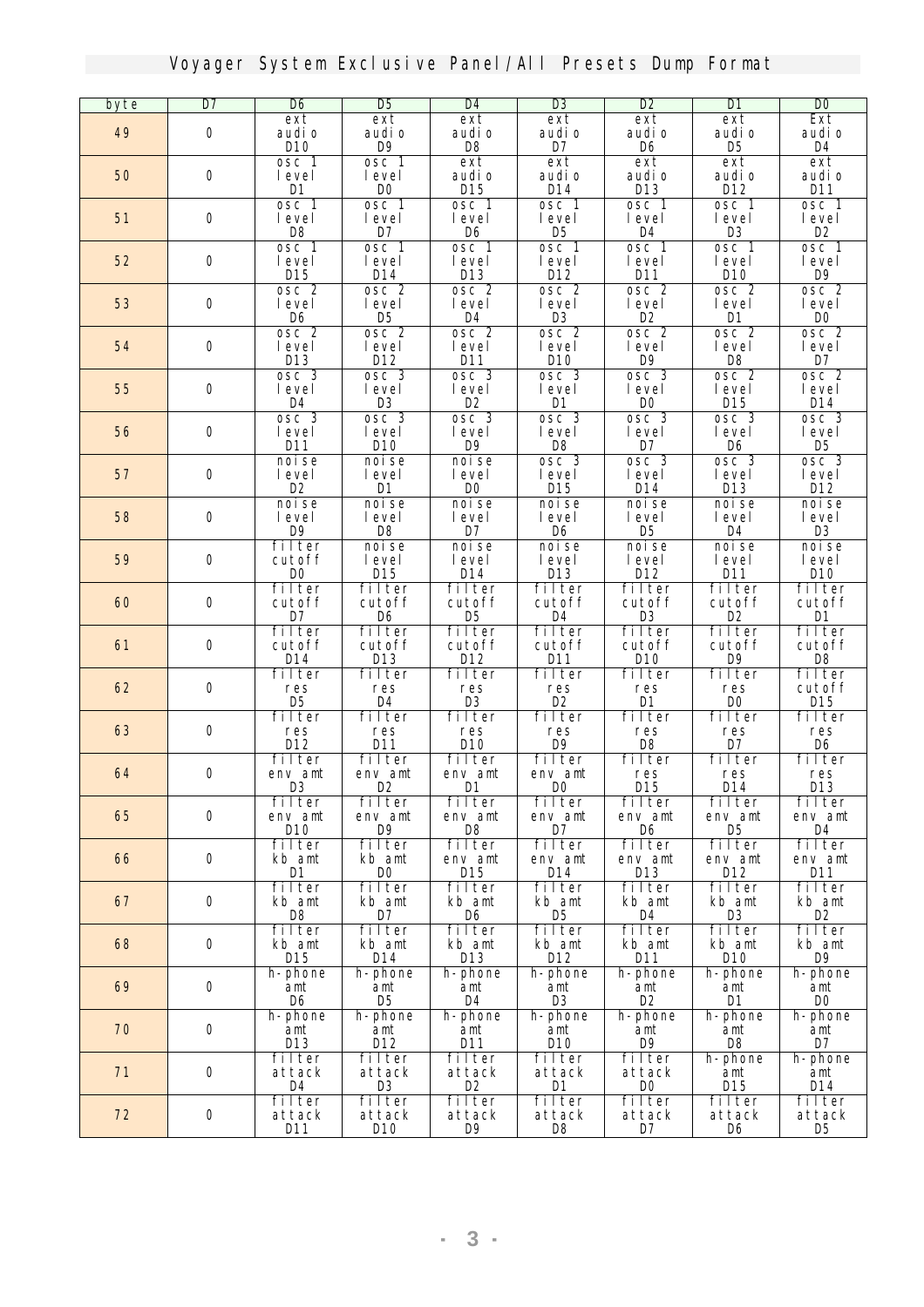# Voyager System Exclusive Panel/All Presets Dump Format

| byte | D7 | D6 | D5 | D4 | D3 | D2 | D1 | D0 |
|---|---|---|---|---|---|---|---|---|
| 49 | 0 | ext audio D10 | ext audio D9 | ext audio D8 | ext audio D7 | ext audio D6 | ext audio D5 | Ext audio D4 |
| 50 | 0 | osc 1 level D1 | osc 1 level D0 | ext audio D15 | ext audio D14 | ext audio D13 | ext audio D12 | ext audio D11 |
| 51 | 0 | osc 1 level D8 | osc 1 level D7 | osc 1 level D6 | osc 1 level D5 | osc 1 level D4 | osc 1 level D3 | osc 1 level D2 |
| 52 | 0 | osc 1 level D15 | osc 1 level D14 | osc 1 level D13 | osc 1 level D12 | osc 1 level D11 | osc 1 level D10 | osc 1 level D9 |
| 53 | 0 | osc 2 level D6 | osc 2 level D5 | osc 2 level D4 | osc 2 level D3 | osc 2 level D2 | osc 2 level D1 | osc 2 level D0 |
| 54 | 0 | osc 2 level D13 | osc 2 level D12 | osc 2 level D11 | osc 2 level D10 | osc 2 level D9 | osc 2 level D8 | osc 2 level D7 |
| 55 | 0 | osc 3 level D4 | osc 3 level D3 | osc 3 level D2 | osc 3 level D1 | osc 3 level D0 | osc 2 level D15 | osc 2 level D14 |
| 56 | 0 | osc 3 level D11 | osc 3 level D10 | osc 3 level D9 | osc 3 level D8 | osc 3 level D7 | osc 3 level D6 | osc 3 level D5 |
| 57 | 0 | noise level D2 | noise level D1 | noise level D0 | osc 3 level D15 | osc 3 level D14 | osc 3 level D13 | osc 3 level D12 |
| 58 | 0 | noise level D9 | noise level D8 | noise level D7 | noise level D6 | noise level D5 | noise level D4 | noise level D3 |
| 59 | 0 | filter cutoff D0 | noise level D15 | noise level D14 | noise level D13 | noise level D12 | noise level D11 | noise level D10 |
| 60 | 0 | filter cutoff D7 | filter cutoff D6 | filter cutoff D5 | filter cutoff D4 | filter cutoff D3 | filter cutoff D2 | filter cutoff D1 |
| 61 | 0 | filter cutoff D14 | filter cutoff D13 | filter cutoff D12 | filter cutoff D11 | filter cutoff D10 | filter cutoff D9 | filter cutoff D8 |
| 62 | 0 | filter res D5 | filter res D4 | filter res D3 | filter res D2 | filter res D1 | filter res D0 | filter cutoff D15 |
| 63 | 0 | filter res D12 | filter res D11 | filter res D10 | filter res D9 | filter res D8 | filter res D7 | filter res D6 |
| 64 | 0 | filter env amt D3 | filter env amt D2 | filter env amt D1 | filter env amt D0 | filter res D15 | filter res D14 | filter res D13 |
| 65 | 0 | filter env amt D10 | filter env amt D9 | filter env amt D8 | filter env amt D7 | filter env amt D6 | filter env amt D5 | filter env amt D4 |
| 66 | 0 | filter kb amt D1 | filter kb amt D0 | filter env amt D15 | filter env amt D14 | filter env amt D13 | filter env amt D12 | filter env amt D11 |
| 67 | 0 | filter kb amt D8 | filter kb amt D7 | filter kb amt D6 | filter kb amt D5 | filter kb amt D4 | filter kb amt D3 | filter kb amt D2 |
| 68 | 0 | filter kb amt D15 | filter kb amt D14 | filter kb amt D13 | filter kb amt D12 | filter kb amt D11 | filter kb amt D10 | filter kb amt D9 |
| 69 | 0 | h-phone amt D6 | h-phone amt D5 | h-phone amt D4 | h-phone amt D3 | h-phone amt D2 | h-phone amt D1 | h-phone amt D0 |
| 70 | 0 | h-phone amt D13 | h-phone amt D12 | h-phone amt D11 | h-phone amt D10 | h-phone amt D9 | h-phone amt D8 | h-phone amt D7 |
| 71 | 0 | filter attack D4 | filter attack D3 | filter attack D2 | filter attack D1 | filter attack D0 | h-phone amt D15 | h-phone amt D14 |
| 72 | 0 | filter attack D11 | filter attack D10 | filter attack D9 | filter attack D8 | filter attack D7 | filter attack D6 | filter attack D5 |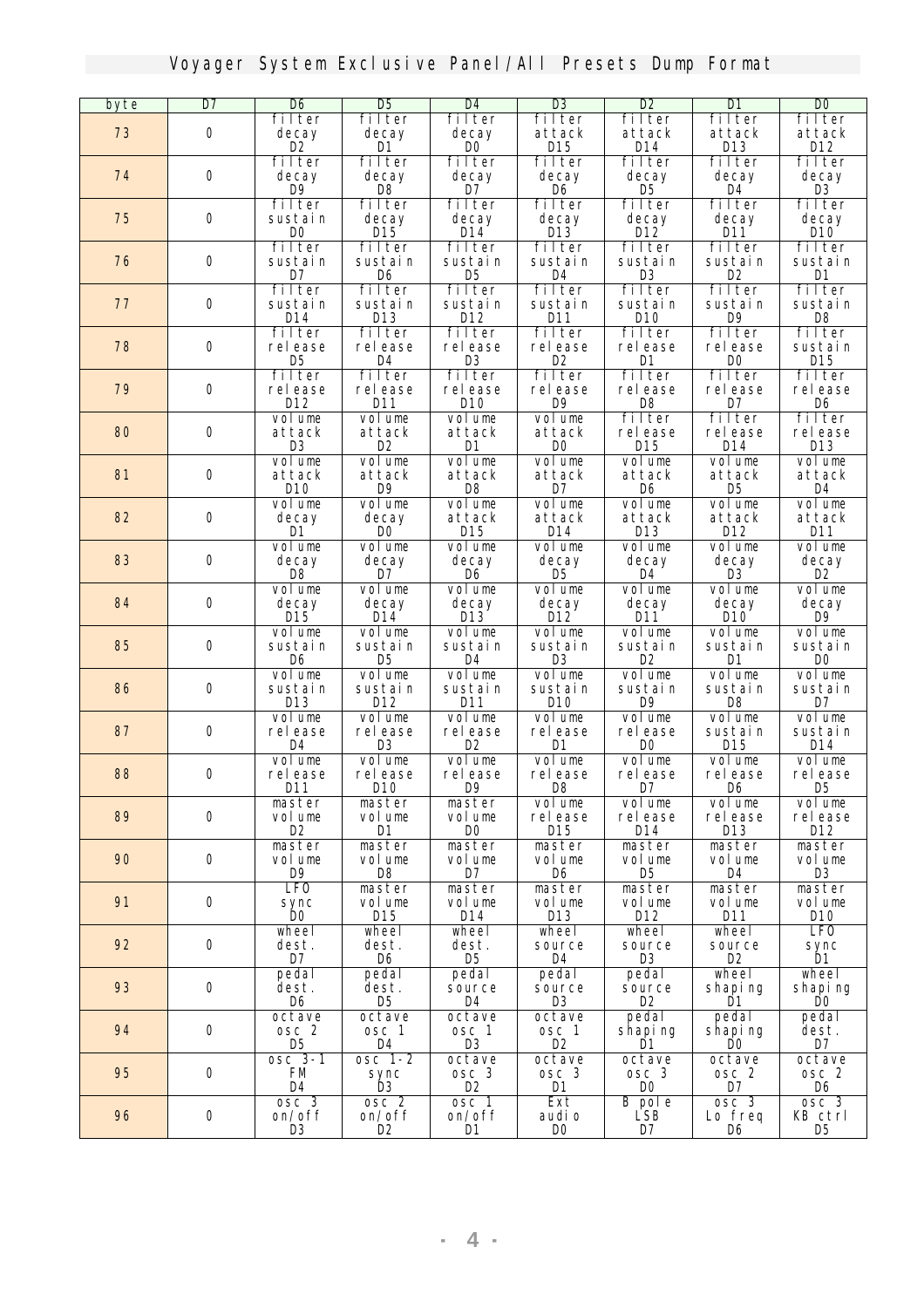# Voyager System Exclusive Panel/All Presets Dump Format

| byte | D7 | D6 | D5 | D4 | D3 | D2 | D1 | D0 |
|---|---|---|---|---|---|---|---|---|
| 73 | 0 | filter decay D2 | filter decay D1 | filter decay D0 | filter attack D15 | filter attack D14 | filter attack D13 | filter attack D12 |
| 74 | 0 | filter decay D9 | filter decay D8 | filter decay D7 | filter decay D6 | filter decay D5 | filter decay D4 | filter decay D3 |
| 75 | 0 | filter sustain D0 | filter decay D15 | filter decay D14 | filter decay D13 | filter decay D12 | filter decay D11 | filter decay D10 |
| 76 | 0 | filter sustain D7 | filter sustain D6 | filter sustain D5 | filter sustain D4 | filter sustain D3 | filter sustain D2 | filter sustain D1 |
| 77 | 0 | filter sustain D14 | filter sustain D13 | filter sustain D12 | filter sustain D11 | filter sustain D10 | filter sustain D9 | filter sustain D8 |
| 78 | 0 | filter release D5 | filter release D4 | filter release D3 | filter release D2 | filter release D1 | filter release D0 | filter sustain D15 |
| 79 | 0 | filter release D12 | filter release D11 | filter release D10 | filter release D9 | filter release D8 | filter release D7 | filter release D6 |
| 80 | 0 | volume attack D3 | volume attack D2 | volume attack D1 | volume attack D0 | filter release D15 | filter release D14 | filter release D13 |
| 81 | 0 | volume attack D10 | volume attack D9 | volume attack D8 | volume attack D7 | volume attack D6 | volume attack D5 | volume attack D4 |
| 82 | 0 | volume decay D1 | volume decay D0 | volume attack D15 | volume attack D14 | volume attack D13 | volume attack D12 | volume attack D11 |
| 83 | 0 | volume decay D8 | volume decay D7 | volume decay D6 | volume decay D5 | volume decay D4 | volume decay D3 | volume decay D2 |
| 84 | 0 | volume decay D15 | volume decay D14 | volume decay D13 | volume decay D12 | volume decay D11 | volume decay D10 | volume decay D9 |
| 85 | 0 | volume sustain D6 | volume sustain D5 | volume sustain D4 | volume sustain D3 | volume sustain D2 | volume sustain D1 | volume sustain D0 |
| 86 | 0 | volume sustain D13 | volume sustain D12 | volume sustain D11 | volume sustain D10 | volume sustain D9 | volume sustain D8 | volume sustain D7 |
| 87 | 0 | volume release D4 | volume release D3 | volume release D2 | volume release D1 | volume release D0 | volume sustain D15 | volume sustain D14 |
| 88 | 0 | volume release D11 | volume release D10 | volume release D9 | volume release D8 | volume release D7 | volume release D6 | volume release D5 |
| 89 | 0 | master volume D2 | master volume D1 | master volume D0 | volume release D15 | volume release D14 | volume release D13 | volume release D12 |
| 90 | 0 | master volume D9 | master volume D8 | master volume D7 | master volume D6 | master volume D5 | master volume D4 | master volume D3 |
| 91 | 0 | LFO sync D0 | master volume D15 | master volume D14 | master volume D13 | master volume D12 | master volume D11 | master volume D10 |
| 92 | 0 | wheel dest. D7 | wheel dest. D6 | wheel dest. D5 | wheel dest. D4 | wheel source D3 | wheel source D2 | LFO sync D1 |
| 93 | 0 | pedal dest. D6 | pedal dest. D5 | pedal source D4 | pedal source D3 | pedal source D2 | wheel shaping D1 | wheel shaping D0 |
| 94 | 0 | octave osc 2 D5 | octave osc 1 D4 | octave osc 1 D3 | octave osc 1 D2 | pedal shaping D1 | pedal shaping D0 | pedal dest. D7 |
| 95 | 0 | osc 3-1 FM D4 | osc 1-2 sync D3 | octave osc 3 D2 | octave osc 3 D1 | octave osc 3 D0 | octave osc 2 D7 | octave osc 2 D6 |
| 96 | 0 | osc 3 on/off D3 | osc 2 on/off D2 | osc 1 on/off D1 | Ext audio D0 | B pole LSB D7 | osc 3 Lo freq D6 | osc 3 KB ctrl D5 |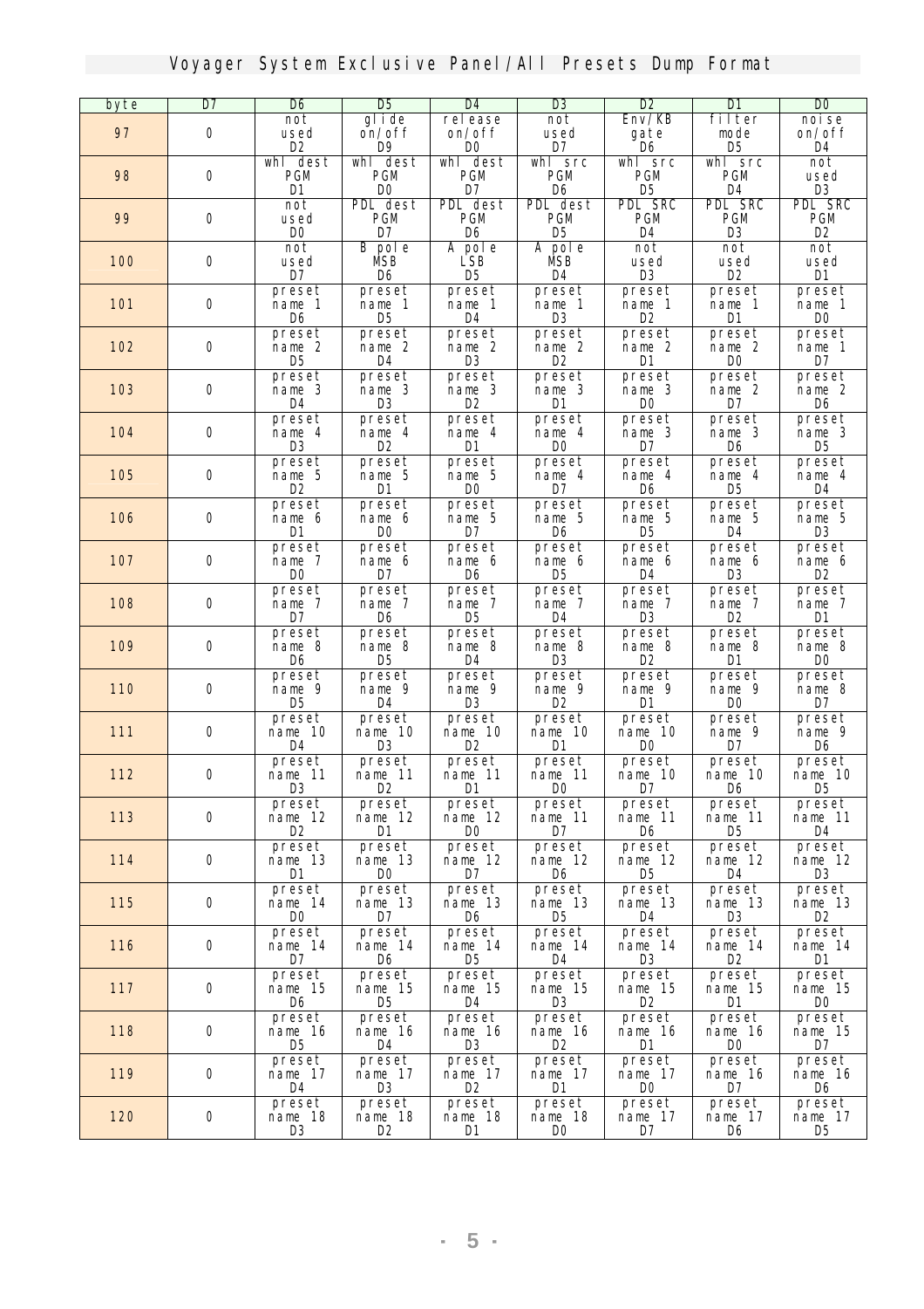# Voyager System Exclusive Panel/All Presets Dump Format

| byte | D7 | D6 | D5 | D4 | D3 | D2 | D1 | D0 |
|---|---|---|---|---|---|---|---|---|
| 97 | 0 | not used D2 | glide on/off D9 | release on/off D0 | not used D7 | Env/KB gate D6 | filter mode D5 | noise on/off D4 |
| 98 | 0 | whl dest PGM D1 | whl dest PGM D0 | whl dest PGM D7 | whl src PGM D6 | whl src PGM D5 | whl src PGM D4 | not used D3 |
| 99 | 0 | not used D0 | PDL dest PGM D7 | PDL dest PGM D6 | PDL dest PGM D5 | PDL SRC PGM D4 | PDL SRC PGM D3 | PDL SRC PGM D2 |
| 100 | 0 | not used D7 | B pole MSB D6 | A pole LSB D5 | A pole MSB D4 | not used D3 | not used D2 | not used D1 |
| 101 | 0 | preset name 1 D6 | preset name 1 D5 | preset name 1 D4 | preset name 1 D3 | preset name 1 D2 | preset name 1 D1 | preset name 1 D0 |
| 102 | 0 | preset name 2 D5 | preset name 2 D4 | preset name 2 D3 | preset name 2 D2 | preset name 2 D1 | preset name 2 D0 | preset name 1 D7 |
| 103 | 0 | preset name 3 D4 | preset name 3 D3 | preset name 3 D2 | preset name 3 D1 | preset name 3 D0 | preset name 2 D7 | preset name 2 D6 |
| 104 | 0 | preset name 4 D3 | preset name 4 D2 | preset name 4 D1 | preset name 4 D0 | preset name 3 D7 | preset name 3 D6 | preset name 3 D5 |
| 105 | 0 | preset name 5 D2 | preset name 5 D1 | preset name 5 D0 | preset name 4 D7 | preset name 4 D6 | preset name 4 D5 | preset name 4 D4 |
| 106 | 0 | preset name 6 D1 | preset name 6 D0 | preset name 5 D7 | preset name 5 D6 | preset name 5 D5 | preset name 5 D4 | preset name 5 D3 |
| 107 | 0 | preset name 7 D0 | preset name 6 D7 | preset name 6 D6 | preset name 6 D5 | preset name 6 D4 | preset name 6 D3 | preset name 6 D2 |
| 108 | 0 | preset name 7 D7 | preset name 7 D6 | preset name 7 D5 | preset name 7 D4 | preset name 7 D3 | preset name 7 D2 | preset name 7 D1 |
| 109 | 0 | preset name 8 D6 | preset name 8 D5 | preset name 8 D4 | preset name 8 D3 | preset name 8 D2 | preset name 8 D1 | preset name 8 D0 |
| 110 | 0 | preset name 9 D5 | preset name 9 D4 | preset name 9 D3 | preset name 9 D2 | preset name 9 D1 | preset name 9 D0 | preset name 8 D7 |
| 111 | 0 | preset name 10 D4 | preset name 10 D3 | preset name 10 D2 | preset name 10 D1 | preset name 10 D0 | preset name 9 D7 | preset name 9 D6 |
| 112 | 0 | preset name 11 D3 | preset name 11 D2 | preset name 11 D1 | preset name 11 D0 | preset name 10 D7 | preset name 10 D6 | preset name 10 D5 |
| 113 | 0 | preset name 12 D2 | preset name 12 D1 | preset name 12 D0 | preset name 11 D7 | preset name 11 D6 | preset name 11 D5 | preset name 11 D4 |
| 114 | 0 | preset name 13 D1 | preset name 13 D0 | preset name 12 D7 | preset name 12 D6 | preset name 12 D5 | preset name 12 D4 | preset name 12 D3 |
| 115 | 0 | preset name 14 D0 | preset name 13 D7 | preset name 13 D6 | preset name 13 D5 | preset name 13 D4 | preset name 13 D3 | preset name 13 D2 |
| 116 | 0 | preset name 14 D7 | preset name 14 D6 | preset name 14 D5 | preset name 14 D4 | preset name 14 D3 | preset name 14 D2 | preset name 14 D1 |
| 117 | 0 | preset name 15 D6 | preset name 15 D5 | preset name 15 D4 | preset name 15 D3 | preset name 15 D2 | preset name 15 D1 | preset name 15 D0 |
| 118 | 0 | preset name 16 D5 | preset name 16 D4 | preset name 16 D3 | preset name 16 D2 | preset name 16 D1 | preset name 16 D0 | preset name 15 D7 |
| 119 | 0 | preset name 17 D4 | preset name 17 D3 | preset name 17 D2 | preset name 17 D1 | preset name 17 D0 | preset name 16 D7 | preset name 16 D6 |
| 120 | 0 | preset name 18 D3 | preset name 18 D2 | preset name 18 D1 | preset name 18 D0 | preset name 17 D7 | preset name 17 D6 | preset name 17 D5 |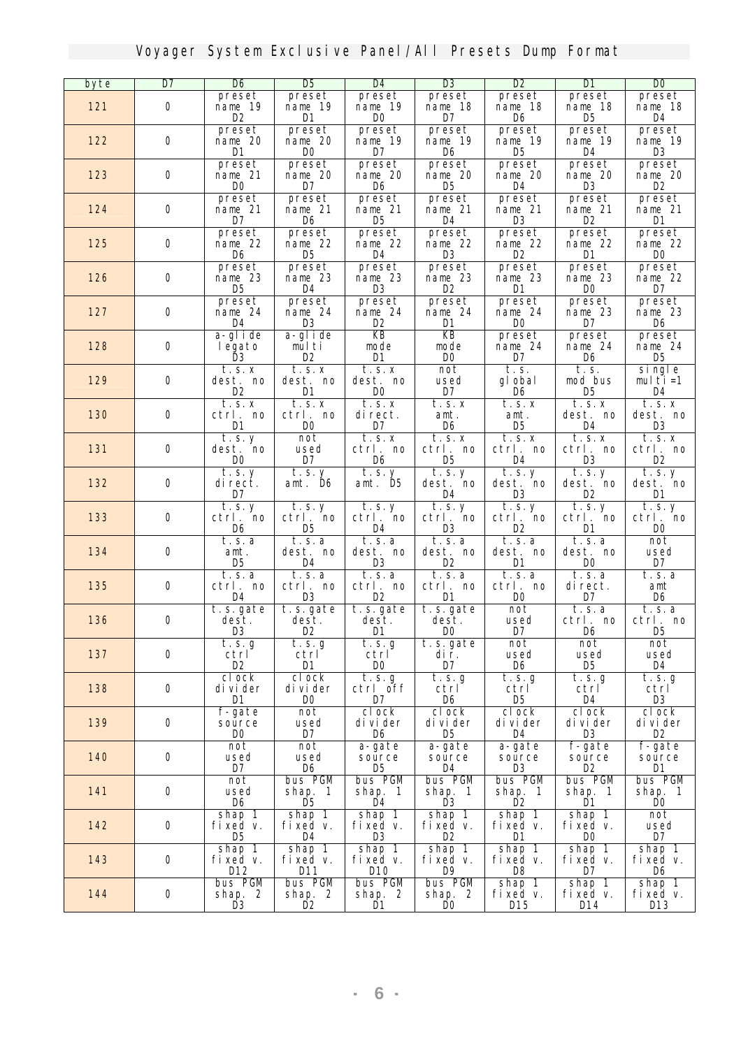# Voyager System Exclusive Panel/All Presets Dump Format

| byte | D7 | D6 | D5 | D4 | D3 | D2 | D1 | D0 |
|---|---|---|---|---|---|---|---|---|
| 121 | 0 | preset name 19 D2 | preset name 19 D1 | preset name 19 D0 | preset name 18 D7 | preset name 18 D6 | preset name 18 D5 | preset name 18 D4 |
| 122 | 0 | preset name 20 D1 | preset name 20 D0 | preset name 19 D7 | preset name 19 D6 | preset name 19 D5 | preset name 19 D4 | preset name 19 D3 |
| 123 | 0 | preset name 21 D0 | preset name 20 D7 | preset name 20 D6 | preset name 20 D5 | preset name 20 D4 | preset name 20 D3 | preset name 20 D2 |
| 124 | 0 | preset name 21 D7 | preset name 21 D6 | preset name 21 D5 | preset name 21 D4 | preset name 21 D3 | preset name 21 D2 | preset name 21 D1 |
| 125 | 0 | preset name 22 D6 | preset name 22 D5 | preset name 22 D4 | preset name 22 D3 | preset name 22 D2 | preset name 22 D1 | preset name 22 D0 |
| 126 | 0 | preset name 23 D5 | preset name 23 D4 | preset name 23 D3 | preset name 23 D2 | preset name 23 D1 | preset name 23 D0 | preset name 22 D7 |
| 127 | 0 | preset name 24 D4 | preset name 24 D3 | preset name 24 D2 | preset name 24 D1 | preset name 24 D0 | preset name 23 D7 | preset name 23 D6 |
| 128 | 0 | a-glide legato D3 | a-glide multi D2 | KB mode D1 | KB mode D0 | preset name 24 D7 | preset name 24 D6 | preset name 24 D5 |
| 129 | 0 | t.s.x dest. no D2 | t.s.x dest. no D1 | t.s.x dest. no D0 | not used D7 | t.s. global D6 | t.s. mod bus D5 | single multi=1 D4 |
| 130 | 0 | t.s.x ctrl. no D1 | t.s.x ctrl. no D0 | t.s.x direct. D7 | t.s.x amt. D6 | t.s.x amt. D5 | t.s.x dest. no D4 | t.s.x dest. no D3 |
| 131 | 0 | t.s.y dest. no D0 | not used D7 | t.s.x ctrl. no D6 | t.s.x ctrl. no D5 | t.s.x ctrl. no D4 | t.s.x ctrl. no D3 | t.s.x ctrl. no D2 |
| 132 | 0 | t.s.y direct. D7 | t.s.y amt. D6 | t.s.y amt. D5 | t.s.y dest. no D4 | t.s.y dest. no D3 | t.s.y dest. no D2 | t.s.y dest. no D1 |
| 133 | 0 | t.s.y ctrl. no D6 | t.s.y ctrl. no D5 | t.s.y ctrl. no D4 | t.s.y ctrl. no D3 | t.s.y ctrl. no D2 | t.s.y ctrl. no D1 | t.s.y ctrl. no D0 |
| 134 | 0 | t.s.a amt. D5 | t.s.a dest. no D4 | t.s.a dest. no D3 | t.s.a dest. no D2 | t.s.a dest. no D1 | t.s.a dest. no D0 | not used D7 |
| 135 | 0 | t.s.a ctrl. no D4 | t.s.a ctrl. no D3 | t.s.a ctrl. no D2 | t.s.a ctrl. no D1 | t.s.a ctrl. no D0 | t.s.a direct. D7 | t.s.a amt D6 |
| 136 | 0 | t.s.gate dest. D3 | t.s.gate dest. D2 | t.s.gate dest. D1 | t.s.gate dest. D0 | not used D7 | t.s.a ctrl. no D6 | t.s.a ctrl. no D5 |
| 137 | 0 | t.s.g ctrl D2 | t.s.g ctrl D1 | t.s.g ctrl D0 | t.s.gate dir. D7 | not used D6 | not used D5 | not used D4 |
| 138 | 0 | clock divider D1 | clock divider D0 | t.s.g ctrl off D7 | t.s.g ctrl D6 | t.s.g ctrl D5 | t.s.g ctrl D4 | t.s.g ctrl D3 |
| 139 | 0 | f-gate source D0 | not used D7 | clock divider D6 | clock divider D5 | clock divider D4 | clock divider D3 | clock divider D2 |
| 140 | 0 | not used D7 | not used D6 | a-gate source D5 | a-gate source D4 | a-gate source D3 | f-gate source D2 | f-gate source D1 |
| 141 | 0 | not used D6 | bus PGM shap. 1 D5 | bus PGM shap. 1 D4 | bus PGM shap. 1 D3 | bus PGM shap. 1 D2 | bus PGM shap. 1 D1 | bus PGM shap. 1 D0 |
| 142 | 0 | shap 1 fixed v. D5 | shap 1 fixed v. D4 | shap 1 fixed v. D3 | shap 1 fixed v. D2 | shap 1 fixed v. D1 | shap 1 fixed v. D0 | not used D7 |
| 143 | 0 | shap 1 fixed v. D12 | shap 1 fixed v. D11 | shap 1 fixed v. D10 | shap 1 fixed v. D9 | shap 1 fixed v. D8 | shap 1 fixed v. D7 | shap 1 fixed v. D6 |
| 144 | 0 | bus PGM shap. 2 D3 | bus PGM shap. 2 D2 | bus PGM shap. 2 D1 | bus PGM shap. 2 D0 | shap 1 fixed v. D15 | shap 1 fixed v. D14 | shap 1 fixed v. D13 |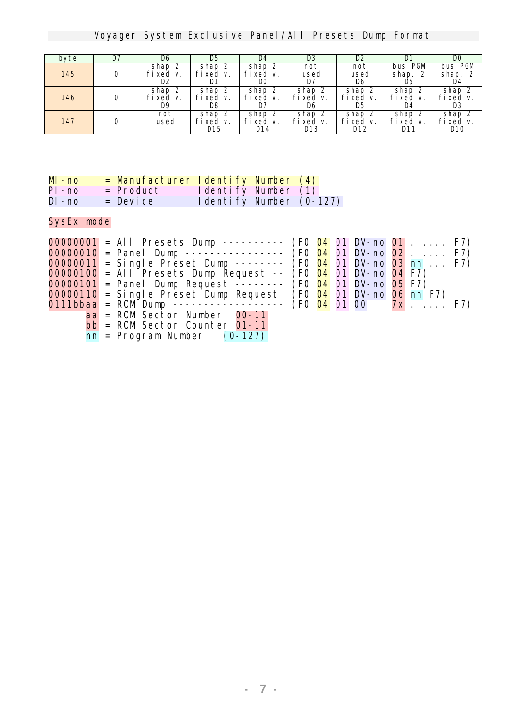# Voyager System Exclusive Panel/All Presets Dump Format

| byte | D7 | D6 | D5 | D4 | D3 | D2 | D1 | D0 |
|---|---|---|---|---|---|---|---|---|
| 145 | 0 | shap 2 fixed v. D2 | shap 2 fixed v. D1 | shap 2 fixed v. D0 | not used D7 | not used D6 | bus PGM shap. 2 D5 | bus PGM shap. 2 D4 |
| 146 | 0 | shap 2 fixed v. D9 | shap 2 fixed v. D8 | shap 2 fixed v. D7 | shap 2 fixed v. D6 | shap 2 fixed v. D5 | shap 2 fixed v. D4 | shap 2 fixed v. D3 |
| 147 | 0 | not used | shap 2 fixed v. D15 | shap 2 fixed v. D14 | shap 2 fixed v. D13 | shap 2 fixed v. D12 | shap 2 fixed v. D11 | shap 2 fixed v. D10 |

```
MI-no   = Manufacturer Identify Number (4)
PI-no   = Product      Identify Number (1)
DI-no   = Device       Identify Number (0-127)
```

SysEx mode

```
00000001 = All Presets Dump ---------- (F0 04 01 DV-no 01 ...... F7)
00000010 = Panel Dump ---------------- (F0 04 01 DV-no 02 ...... F7)
00000011 = Single Preset Dump -------- (F0 04 01 DV-no 03 nn ... F7)
00000100 = All Presets Dump Request -- (F0 04 01 DV-no 04 F7)
00000101 = Panel Dump Request -------- (F0 04 01 DV-no 05 F7)
00000110 = Single Preset Dump Request  (F0 04 01 DV-no 06 nn F7)
0111bbaa = ROM Dump ------------------ (F0 04 01 00    7x ...... F7)
      aa = ROM Sector Number   00-11
      bb = ROM Sector Counter  01-11
      nn = Program Number    (0-127)
```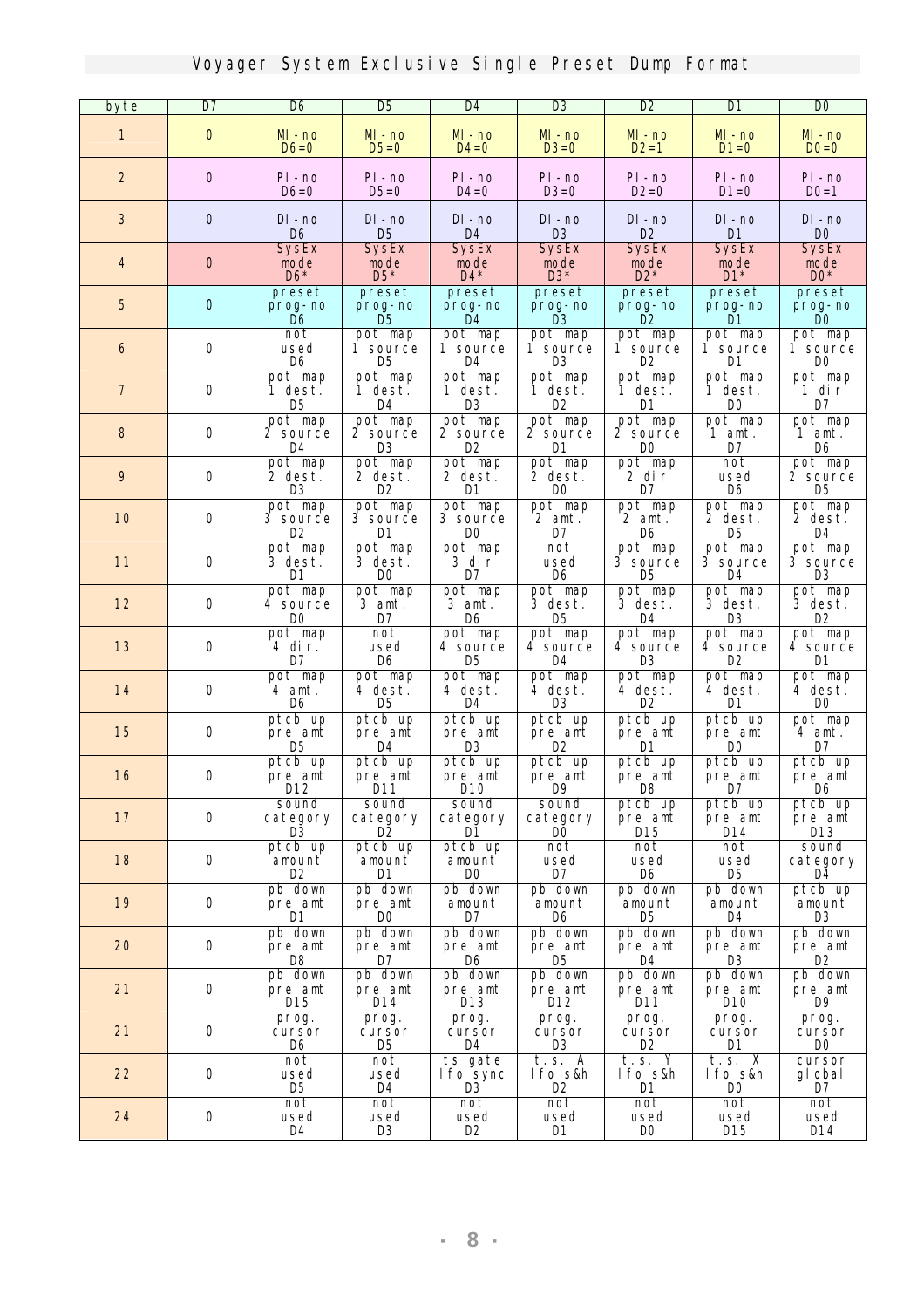# Voyager System Exclusive Single Preset Dump Format

| byte | D7 | D6 | D5 | D4 | D3 | D2 | D1 | D0 |
|---|---|---|---|---|---|---|---|---|
| 1 | 0 | MI-no D6=0 | MI-no D5=0 | MI-no D4=0 | MI-no D3=0 | MI-no D2=1 | MI-no D1=0 | MI-no D0=0 |
| 2 | 0 | PI-no D6=0 | PI-no D5=0 | PI-no D4=0 | PI-no D3=0 | PI-no D2=0 | PI-no D1=0 | PI-no D0=1 |
| 3 | 0 | DI-no D6 | DI-no D5 | DI-no D4 | DI-no D3 | DI-no D2 | DI-no D1 | DI-no D0 |
| 4 | 0 | SysEx mode D6* | SysEx mode D5* | SysEx mode D4* | SysEx mode D3* | SysEx mode D2* | SysEx mode D1* | SysEx mode D0* |
| 5 | 0 | preset prog-no D6 | preset prog-no D5 | preset prog-no D4 | preset prog-no D3 | preset prog-no D2 | preset prog-no D1 | preset prog-no D0 |
| 6 | 0 | not used D6 | pot map 1 source D5 | pot map 1 source D4 | pot map 1 source D3 | pot map 1 source D2 | pot map 1 source D1 | pot map 1 source D0 |
| 7 | 0 | pot map 1 dest. D5 | pot map 1 dest. D4 | pot map 1 dest. D3 | pot map 1 dest. D2 | pot map 1 dest. D1 | pot map 1 dest. D0 | pot map 1 dir D7 |
| 8 | 0 | pot map 2 source D4 | pot map 2 source D3 | pot map 2 source D2 | pot map 2 source D1 | pot map 2 source D0 | pot map 1 amt. D7 | pot map 1 amt. D6 |
| 9 | 0 | pot map 2 dest. D3 | pot map 2 dest. D2 | pot map 2 dest. D1 | pot map 2 dest. D0 | pot map 2 dir D7 | not used D6 | pot map 2 source D5 |
| 10 | 0 | pot map 3 source D2 | pot map 3 source D1 | pot map 3 source D0 | pot map 2 amt. D7 | pot map 2 amt. D6 | pot map 2 dest. D5 | pot map 2 dest. D4 |
| 11 | 0 | pot map 3 dest. D1 | pot map 3 dest. D0 | pot map 3 dir D7 | not used D6 | pot map 3 source D5 | pot map 3 source D4 | pot map 3 source D3 |
| 12 | 0 | pot map 4 source D0 | pot map 3 amt. D7 | pot map 3 amt. D6 | pot map 3 dest. D5 | pot map 3 dest. D4 | pot map 3 dest. D3 | pot map 3 dest. D2 |
| 13 | 0 | pot map 4 dir. D7 | not used D6 | pot map 4 source D5 | pot map 4 source D4 | pot map 4 source D3 | pot map 4 source D2 | pot map 4 source D1 |
| 14 | 0 | pot map 4 amt. D6 | pot map 4 dest. D5 | pot map 4 dest. D4 | pot map 4 dest. D3 | pot map 4 dest. D2 | pot map 4 dest. D1 | pot map 4 dest. D0 |
| 15 | 0 | ptcb up pre amt D5 | ptcb up pre amt D4 | ptcb up pre amt D3 | ptcb up pre amt D2 | ptcb up pre amt D1 | ptcb up pre amt D0 | pot map 4 amt. D7 |
| 16 | 0 | ptcb up pre amt D12 | ptcb up pre amt D11 | ptcb up pre amt D10 | ptcb up pre amt D9 | ptcb up pre amt D8 | ptcb up pre amt D7 | ptcb up pre amt D6 |
| 17 | 0 | sound category D3 | sound category D2 | sound category D1 | sound category D0 | ptcb up pre amt D15 | ptcb up pre amt D14 | ptcb up pre amt D13 |
| 18 | 0 | ptcb up amount D2 | ptcb up amount D1 | ptcb up amount D0 | not used D7 | not used D6 | not used D5 | sound category D4 |
| 19 | 0 | pb down pre amt D1 | pb down pre amt D0 | pb down amount D7 | pb down amount D6 | pb down amount D5 | pb down amount D4 | ptcb up amount D3 |
| 20 | 0 | pb down pre amt D8 | pb down pre amt D7 | pb down pre amt D6 | pb down pre amt D5 | pb down pre amt D4 | pb down pre amt D3 | pb down pre amt D2 |
| 21 | 0 | pb down pre amt D15 | pb down pre amt D14 | pb down pre amt D13 | pb down pre amt D12 | pb down pre amt D11 | pb down pre amt D10 | pb down pre amt D9 |
| 21 | 0 | prog. cursor D6 | prog. cursor D5 | prog. cursor D4 | prog. cursor D3 | prog. cursor D2 | prog. cursor D1 | prog. cursor D0 |
| 22 | 0 | not used D5 | not used D4 | ts gate lfo sync D3 | t.s. A lfo s&h D2 | t.s. Y lfo s&h D1 | t.s. X lfo s&h D0 | cursor global D7 |
| 24 | 0 | not used D4 | not used D3 | not used D2 | not used D1 | not used D0 | not used D15 | not used D14 |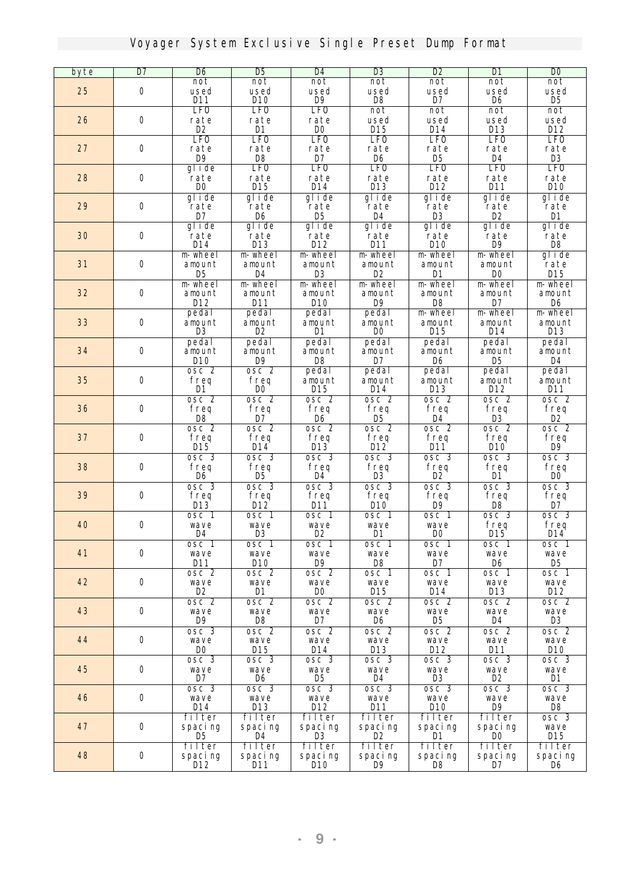# Voyager System Exclusive Single Preset Dump Format

| byte | D7 | D6 | D5 | D4 | D3 | D2 | D1 | D0 |
|---|---|---|---|---|---|---|---|---|
| 25 | 0 | not used D11 | not used D10 | not used D9 | not used D8 | not used D7 | not used D6 | not used D5 |
| 26 | 0 | LFO rate D2 | LFO rate D1 | LFO rate D0 | not used D15 | not used D14 | not used D13 | not used D12 |
| 27 | 0 | LFO rate D9 | LFO rate D8 | LFO rate D7 | LFO rate D6 | LFO rate D5 | LFO rate D4 | LFO rate D3 |
| 28 | 0 | glide rate D0 | LFO rate D15 | LFO rate D14 | LFO rate D13 | LFO rate D12 | LFO rate D11 | LFO rate D10 |
| 29 | 0 | glide rate D7 | glide rate D6 | glide rate D5 | glide rate D4 | glide rate D3 | glide rate D2 | glide rate D1 |
| 30 | 0 | glide rate D14 | glide rate D13 | glide rate D12 | glide rate D11 | glide rate D10 | glide rate D9 | glide rate D8 |
| 31 | 0 | m-wheel amount D5 | m-wheel amount D4 | m-wheel amount D3 | m-wheel amount D2 | m-wheel amount D1 | m-wheel amount D0 | glide rate D15 |
| 32 | 0 | m-wheel amount D12 | m-wheel amount D11 | m-wheel amount D10 | m-wheel amount D9 | m-wheel amount D8 | m-wheel amount D7 | m-wheel amount D6 |
| 33 | 0 | pedal amount D3 | pedal amount D2 | pedal amount D1 | pedal amount D0 | m-wheel amount D15 | m-wheel amount D14 | m-wheel amount D13 |
| 34 | 0 | pedal amount D10 | pedal amount D9 | pedal amount D8 | pedal amount D7 | pedal amount D6 | pedal amount D5 | pedal amount D4 |
| 35 | 0 | osc 2 freq D1 | osc 2 freq D0 | pedal amount D15 | pedal amount D14 | pedal amount D13 | pedal amount D12 | pedal amount D11 |
| 36 | 0 | osc 2 freq D8 | osc 2 freq D7 | osc 2 freq D6 | osc 2 freq D5 | osc 2 freq D4 | osc 2 freq D3 | osc 2 freq D2 |
| 37 | 0 | osc 2 freq D15 | osc 2 freq D14 | osc 2 freq D13 | osc 2 freq D12 | osc 2 freq D11 | osc 2 freq D10 | osc 2 freq D9 |
| 38 | 0 | osc 3 freq D6 | osc 3 freq D5 | osc 3 freq D4 | osc 3 freq D3 | osc 3 freq D2 | osc 3 freq D1 | osc 3 freq D0 |
| 39 | 0 | osc 3 freq D13 | osc 3 freq D12 | osc 3 freq D11 | osc 3 freq D10 | osc 3 freq D9 | osc 3 freq D8 | osc 3 freq D7 |
| 40 | 0 | osc 1 wave D4 | osc 1 wave D3 | osc 1 wave D2 | osc 1 wave D1 | osc 1 wave D0 | osc 3 freq D15 | osc 3 freq D14 |
| 41 | 0 | osc 1 wave D11 | osc 1 wave D10 | osc 1 wave D9 | osc 1 wave D8 | osc 1 wave D7 | osc 1 wave D6 | osc 1 wave D5 |
| 42 | 0 | osc 2 wave D2 | osc 2 wave D1 | osc 2 wave D0 | osc 1 wave D15 | osc 1 wave D14 | osc 1 wave D13 | osc 1 wave D12 |
| 43 | 0 | osc 2 wave D9 | osc 2 wave D8 | osc 2 wave D7 | osc 2 wave D6 | osc 2 wave D5 | osc 2 wave D4 | osc 2 wave D3 |
| 44 | 0 | osc 3 wave D0 | osc 2 wave D15 | osc 2 wave D14 | osc 2 wave D13 | osc 2 wave D12 | osc 2 wave D11 | osc 2 wave D10 |
| 45 | 0 | osc 3 wave D7 | osc 3 wave D6 | osc 3 wave D5 | osc 3 wave D4 | osc 3 wave D3 | osc 3 wave D2 | osc 3 wave D1 |
| 46 | 0 | osc 3 wave D14 | osc 3 wave D13 | osc 3 wave D12 | osc 3 wave D11 | osc 3 wave D10 | osc 3 wave D9 | osc 3 wave D8 |
| 47 | 0 | filter spacing D5 | filter spacing D4 | filter spacing D3 | filter spacing D2 | filter spacing D1 | filter spacing D0 | osc 3 wave D15 |
| 48 | 0 | filter spacing D12 | filter spacing D11 | filter spacing D10 | filter spacing D9 | filter spacing D8 | filter spacing D7 | filter spacing D6 |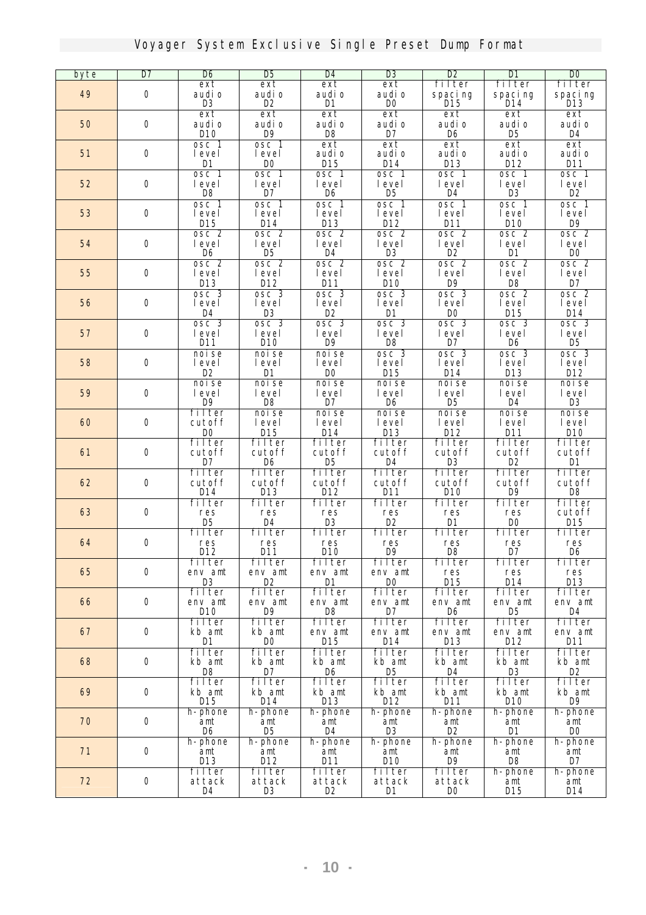# Voyager System Exclusive Single Preset Dump Format

| byte | D7 | D6 | D5 | D4 | D3 | D2 | D1 | D0 |
|---|---|---|---|---|---|---|---|---|
| 49 | 0 | ext audio D3 | ext audio D2 | ext audio D1 | ext audio D0 | filter spacing D15 | filter spacing D14 | filter spacing D13 |
| 50 | 0 | ext audio D10 | ext audio D9 | ext audio D8 | ext audio D7 | ext audio D6 | ext audio D5 | ext audio D4 |
| 51 | 0 | osc 1 level D1 | osc 1 level D0 | ext audio D15 | ext audio D14 | ext audio D13 | ext audio D12 | ext audio D11 |
| 52 | 0 | osc 1 level D8 | osc 1 level D7 | osc 1 level D6 | osc 1 level D5 | osc 1 level D4 | osc 1 level D3 | osc 1 level D2 |
| 53 | 0 | osc 1 level D15 | osc 1 level D14 | osc 1 level D13 | osc 1 level D12 | osc 1 level D11 | osc 1 level D10 | osc 1 level D9 |
| 54 | 0 | osc 2 level D6 | osc 2 level D5 | osc 2 level D4 | osc 2 level D3 | osc 2 level D2 | osc 2 level D1 | osc 2 level D0 |
| 55 | 0 | osc 2 level D13 | osc 2 level D12 | osc 2 level D11 | osc 2 level D10 | osc 2 level D9 | osc 2 level D8 | osc 2 level D7 |
| 56 | 0 | osc 3 level D4 | osc 3 level D3 | osc 3 level D2 | osc 3 level D1 | osc 3 level D0 | osc 2 level D15 | osc 2 level D14 |
| 57 | 0 | osc 3 level D11 | osc 3 level D10 | osc 3 level D9 | osc 3 level D8 | osc 3 level D7 | osc 3 level D6 | osc 3 level D5 |
| 58 | 0 | noise level D2 | noise level D1 | noise level D0 | osc 3 level D15 | osc 3 level D14 | osc 3 level D13 | osc 3 level D12 |
| 59 | 0 | noise level D9 | noise level D8 | noise level D7 | noise level D6 | noise level D5 | noise level D4 | noise level D3 |
| 60 | 0 | filter cutoff D0 | noise level D15 | noise level D14 | noise level D13 | noise level D12 | noise level D11 | noise level D10 |
| 61 | 0 | filter cutoff D7 | filter cutoff D6 | filter cutoff D5 | filter cutoff D4 | filter cutoff D3 | filter cutoff D2 | filter cutoff D1 |
| 62 | 0 | filter cutoff D14 | filter cutoff D13 | filter cutoff D12 | filter cutoff D11 | filter cutoff D10 | filter cutoff D9 | filter cutoff D8 |
| 63 | 0 | filter res D5 | filter res D4 | filter res D3 | filter res D2 | filter res D1 | filter res D0 | filter cutoff D15 |
| 64 | 0 | filter res D12 | filter res D11 | filter res D10 | filter res D9 | filter res D8 | filter res D7 | filter res D6 |
| 65 | 0 | filter env amt D3 | filter env amt D2 | filter env amt D1 | filter env amt D0 | filter res D15 | filter res D14 | filter res D13 |
| 66 | 0 | filter env amt D10 | filter env amt D9 | filter env amt D8 | filter env amt D7 | filter env amt D6 | filter env amt D5 | filter env amt D4 |
| 67 | 0 | filter kb amt D1 | filter kb amt D0 | filter env amt D15 | filter env amt D14 | filter env amt D13 | filter env amt D12 | filter env amt D11 |
| 68 | 0 | filter kb amt D8 | filter kb amt D7 | filter kb amt D6 | filter kb amt D5 | filter kb amt D4 | filter kb amt D3 | filter kb amt D2 |
| 69 | 0 | filter kb amt D15 | filter kb amt D14 | filter kb amt D13 | filter kb amt D12 | filter kb amt D11 | filter kb amt D10 | filter kb amt D9 |
| 70 | 0 | h-phone amt D6 | h-phone amt D5 | h-phone amt D4 | h-phone amt D3 | h-phone amt D2 | h-phone amt D1 | h-phone amt D0 |
| 71 | 0 | h-phone amt D13 | h-phone amt D12 | h-phone amt D11 | h-phone amt D10 | h-phone amt D9 | h-phone amt D8 | h-phone amt D7 |
| 72 | 0 | filter attack D4 | filter attack D3 | filter attack D2 | filter attack D1 | filter attack D0 | h-phone amt D15 | h-phone amt D14 |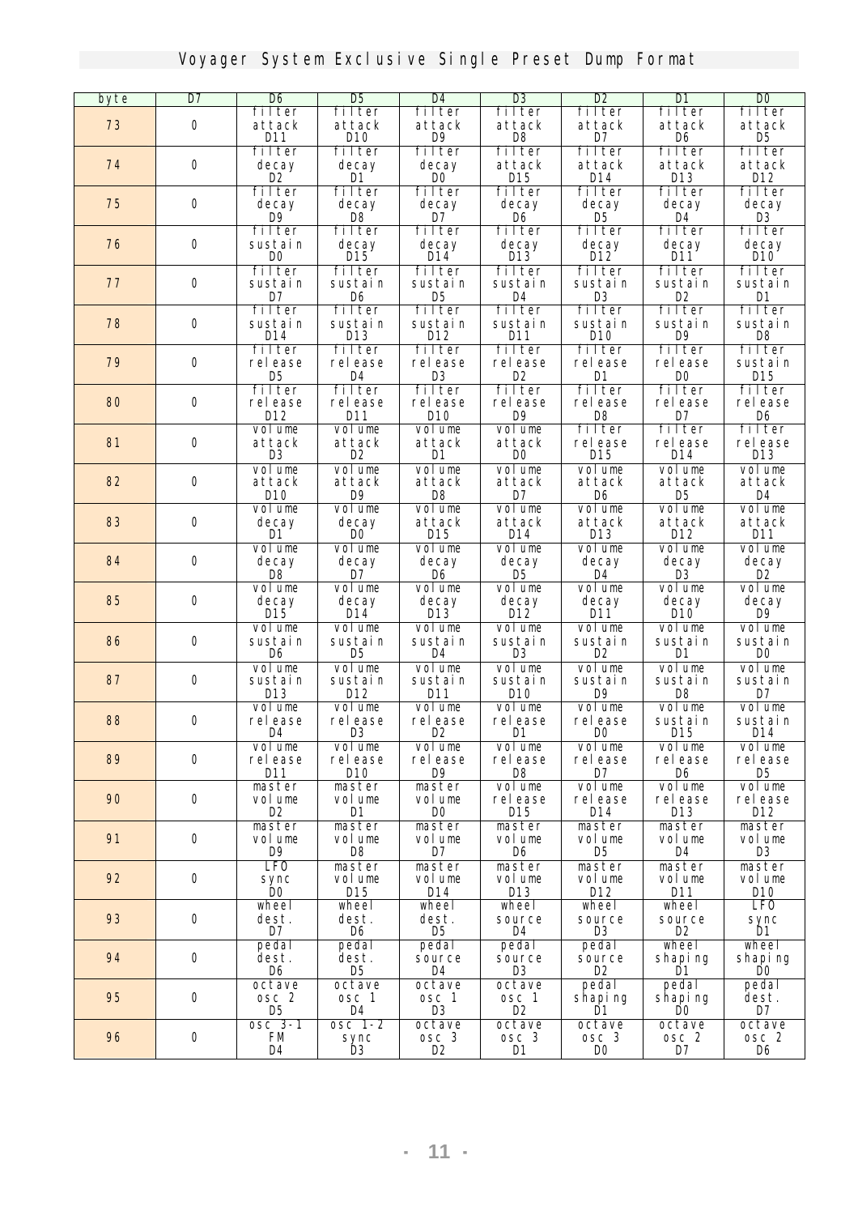# Voyager System Exclusive Single Preset Dump Format

| byte | D7 | D6 | D5 | D4 | D3 | D2 | D1 | D0 |
|---|---|---|---|---|---|---|---|---|
| 73 | 0 | filter attack D11 | filter attack D10 | filter attack D9 | filter attack D8 | filter attack D7 | filter attack D6 | filter attack D5 |
| 74 | 0 | filter decay D2 | filter decay D1 | filter decay D0 | filter attack D15 | filter attack D14 | filter attack D13 | filter attack D12 |
| 75 | 0 | filter decay D9 | filter decay D8 | filter decay D7 | filter decay D6 | filter decay D5 | filter decay D4 | filter decay D3 |
| 76 | 0 | filter sustain D0 | filter decay D15 | filter decay D14 | filter decay D13 | filter decay D12 | filter decay D11 | filter decay D10 |
| 77 | 0 | filter sustain D7 | filter sustain D6 | filter sustain D5 | filter sustain D4 | filter sustain D3 | filter sustain D2 | filter sustain D1 |
| 78 | 0 | filter sustain D14 | filter sustain D13 | filter sustain D12 | filter sustain D11 | filter sustain D10 | filter sustain D9 | filter sustain D8 |
| 79 | 0 | filter release D5 | filter release D4 | filter release D3 | filter release D2 | filter release D1 | filter release D0 | filter sustain D15 |
| 80 | 0 | filter release D12 | filter release D11 | filter release D10 | filter release D9 | filter release D8 | filter release D7 | filter release D6 |
| 81 | 0 | volume attack D3 | volume attack D2 | volume attack D1 | volume attack D0 | filter release D15 | filter release D14 | filter release D13 |
| 82 | 0 | volume attack D10 | volume attack D9 | volume attack D8 | volume attack D7 | volume attack D6 | volume attack D5 | volume attack D4 |
| 83 | 0 | volume decay D1 | volume decay D0 | volume attack D15 | volume attack D14 | volume attack D13 | volume attack D12 | volume attack D11 |
| 84 | 0 | volume decay D8 | volume decay D7 | volume decay D6 | volume decay D5 | volume decay D4 | volume decay D3 | volume decay D2 |
| 85 | 0 | volume decay D15 | volume decay D14 | volume decay D13 | volume decay D12 | volume decay D11 | volume decay D10 | volume decay D9 |
| 86 | 0 | volume sustain D6 | volume sustain D5 | volume sustain D4 | volume sustain D3 | volume sustain D2 | volume sustain D1 | volume sustain D0 |
| 87 | 0 | volume sustain D13 | volume sustain D12 | volume sustain D11 | volume sustain D10 | volume sustain D9 | volume sustain D8 | volume sustain D7 |
| 88 | 0 | volume release D4 | volume release D3 | volume release D2 | volume release D1 | volume release D0 | volume sustain D15 | volume sustain D14 |
| 89 | 0 | volume release D11 | volume release D10 | volume release D9 | volume release D8 | volume release D7 | volume release D6 | volume release D5 |
| 90 | 0 | master volume D2 | master volume D1 | master volume D0 | volume release D15 | volume release D14 | volume release D13 | volume release D12 |
| 91 | 0 | master volume D9 | master volume D8 | master volume D7 | master volume D6 | master volume D5 | master volume D4 | master volume D3 |
| 92 | 0 | LFO sync D0 | master volume D15 | master volume D14 | master volume D13 | master volume D12 | master volume D11 | master volume D10 |
| 93 | 0 | wheel dest. D7 | wheel dest. D6 | wheel dest. D5 | wheel source D4 | wheel source D3 | wheel source D2 | LFO sync D1 |
| 94 | 0 | pedal dest. D6 | pedal dest. D5 | pedal source D4 | pedal source D3 | pedal source D2 | wheel shaping D1 | wheel shaping D0 |
| 95 | 0 | octave osc 2 D5 | octave osc 1 D4 | octave osc 1 D3 | octave osc 1 D2 | pedal shaping D1 | pedal shaping D0 | pedal dest. D7 |
| 96 | 0 | osc 3-1 FM D4 | osc 1-2 sync D3 | octave osc 3 D2 | octave osc 3 D1 | octave osc 3 D0 | octave osc 2 D7 | octave osc 2 D6 |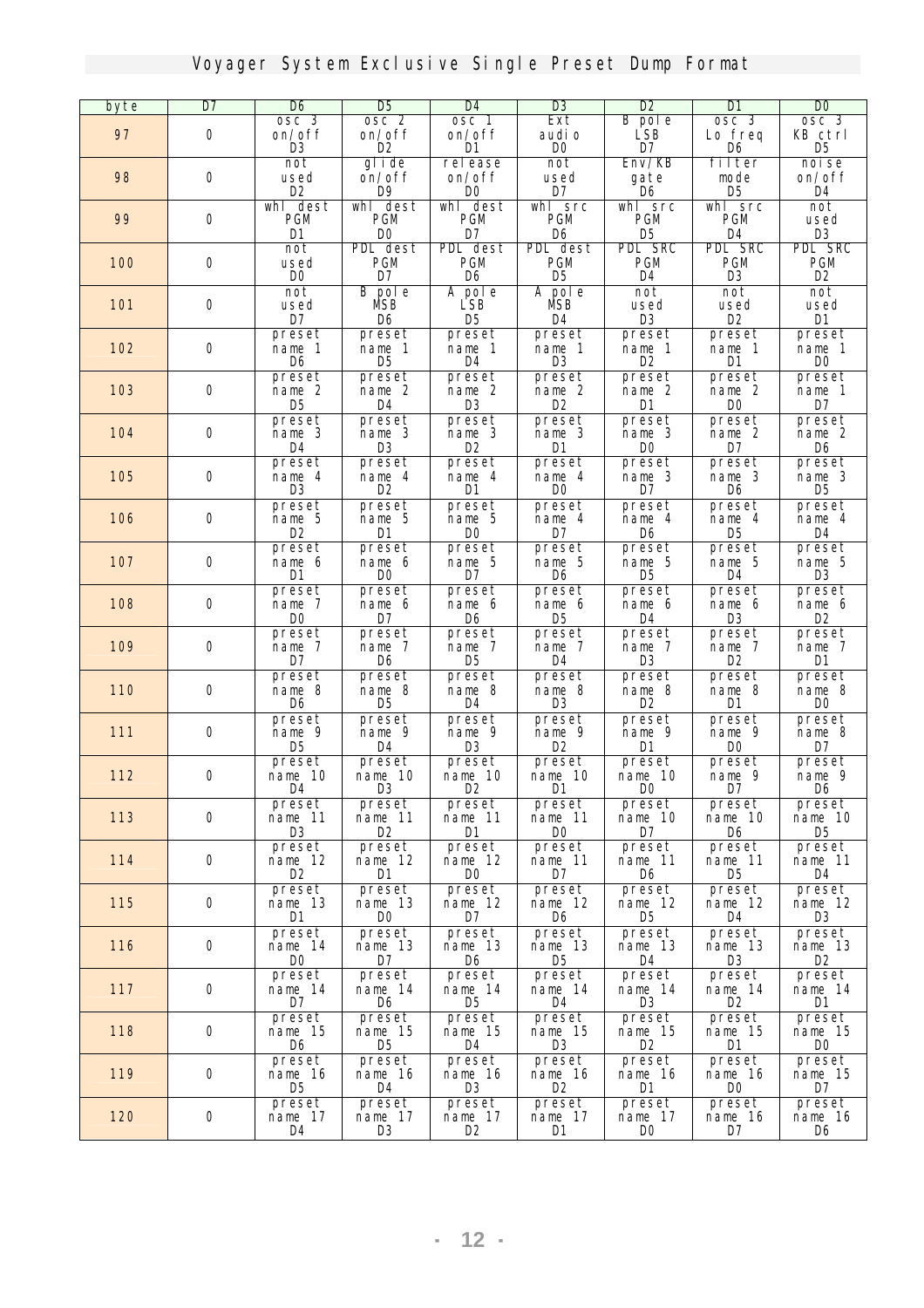# Voyager System Exclusive Single Preset Dump Format

| byte | D7 | D6 | D5 | D4 | D3 | D2 | D1 | D0 |
|---|---|---|---|---|---|---|---|---|
| 97 | 0 | osc 3 on/off D3 | osc 2 on/off D2 | osc 1 on/off D1 | Ext audio D0 | B pole LSB D7 | osc 3 Lo freq D6 | osc 3 KB ctrl D5 |
| 98 | 0 | not used D2 | glide on/off D9 | release on/off D0 | not used D7 | Env/KB gate D6 | filter mode D5 | noise on/off D4 |
| 99 | 0 | whl dest PGM D1 | whl dest PGM D0 | whl dest PGM D7 | whl src PGM D6 | whl src PGM D5 | whl src PGM D4 | not used D3 |
| 100 | 0 | not used D0 | PDL dest PGM D7 | PDL dest PGM D6 | PDL dest PGM D5 | PDL SRC PGM D4 | PDL SRC PGM D3 | PDL SRC PGM D2 |
| 101 | 0 | not used D7 | B pole MSB D6 | A pole LSB D5 | A pole MSB D4 | not used D3 | not used D2 | not used D1 |
| 102 | 0 | preset name 1 D6 | preset name 1 D5 | preset name 1 D4 | preset name 1 D3 | preset name 1 D2 | preset name 1 D1 | preset name 1 D0 |
| 103 | 0 | preset name 2 D5 | preset name 2 D4 | preset name 2 D3 | preset name 2 D2 | preset name 2 D1 | preset name 2 D0 | preset name 1 D7 |
| 104 | 0 | preset name 3 D4 | preset name 3 D3 | preset name 3 D2 | preset name 3 D1 | preset name 3 D0 | preset name 2 D7 | preset name 2 D6 |
| 105 | 0 | preset name 4 D3 | preset name 4 D2 | preset name 4 D1 | preset name 4 D0 | preset name 3 D7 | preset name 3 D6 | preset name 3 D5 |
| 106 | 0 | preset name 5 D2 | preset name 5 D1 | preset name 5 D0 | preset name 4 D7 | preset name 4 D6 | preset name 4 D5 | preset name 4 D4 |
| 107 | 0 | preset name 6 D1 | preset name 6 D0 | preset name 5 D7 | preset name 5 D6 | preset name 5 D5 | preset name 5 D4 | preset name 5 D3 |
| 108 | 0 | preset name 7 D0 | preset name 6 D7 | preset name 6 D6 | preset name 6 D5 | preset name 6 D4 | preset name 6 D3 | preset name 6 D2 |
| 109 | 0 | preset name 7 D7 | preset name 7 D6 | preset name 7 D5 | preset name 7 D4 | preset name 7 D3 | preset name 7 D2 | preset name 7 D1 |
| 110 | 0 | preset name 8 D6 | preset name 8 D5 | preset name 8 D4 | preset name 8 D3 | preset name 8 D2 | preset name 8 D1 | preset name 8 D0 |
| 111 | 0 | preset name 9 D5 | preset name 9 D4 | preset name 9 D3 | preset name 9 D2 | preset name 9 D1 | preset name 9 D0 | preset name 8 D7 |
| 112 | 0 | preset name 10 D4 | preset name 10 D3 | preset name 10 D2 | preset name 10 D1 | preset name 10 D0 | preset name 9 D7 | preset name 9 D6 |
| 113 | 0 | preset name 11 D3 | preset name 11 D2 | preset name 11 D1 | preset name 11 D0 | preset name 10 D7 | preset name 10 D6 | preset name 10 D5 |
| 114 | 0 | preset name 12 D2 | preset name 12 D1 | preset name 12 D0 | preset name 11 D7 | preset name 11 D6 | preset name 11 D5 | preset name 11 D4 |
| 115 | 0 | preset name 13 D1 | preset name 13 D0 | preset name 12 D7 | preset name 12 D6 | preset name 12 D5 | preset name 12 D4 | preset name 12 D3 |
| 116 | 0 | preset name 14 D0 | preset name 13 D7 | preset name 13 D6 | preset name 13 D5 | preset name 13 D4 | preset name 13 D3 | preset name 13 D2 |
| 117 | 0 | preset name 14 D7 | preset name 14 D6 | preset name 14 D5 | preset name 14 D4 | preset name 14 D3 | preset name 14 D2 | preset name 14 D1 |
| 118 | 0 | preset name 15 D6 | preset name 15 D5 | preset name 15 D4 | preset name 15 D3 | preset name 15 D2 | preset name 15 D1 | preset name 15 D0 |
| 119 | 0 | preset name 16 D5 | preset name 16 D4 | preset name 16 D3 | preset name 16 D2 | preset name 16 D1 | preset name 16 D0 | preset name 15 D7 |
| 120 | 0 | preset name 17 D4 | preset name 17 D3 | preset name 17 D2 | preset name 17 D1 | preset name 17 D0 | preset name 16 D7 | preset name 16 D6 |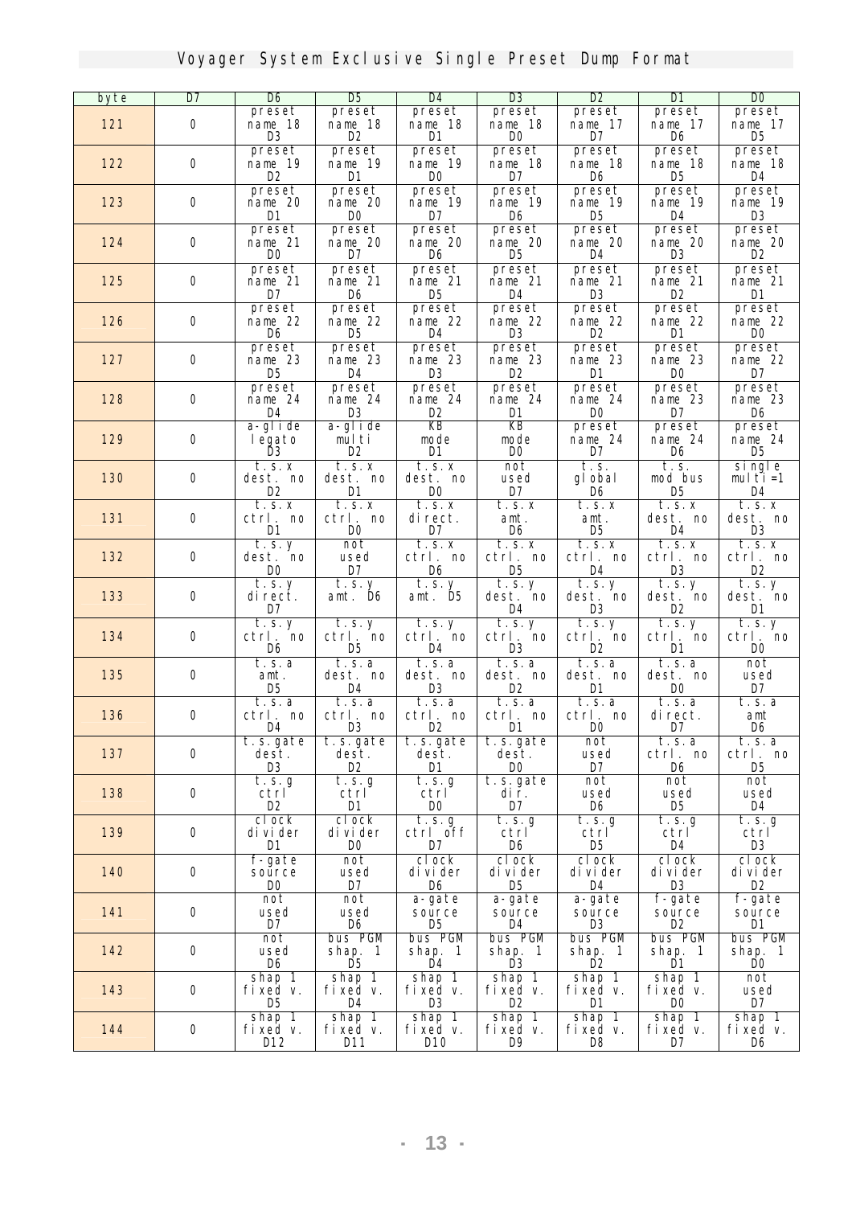# Voyager System Exclusive Single Preset Dump Format

| byte | D7 | D6 | D5 | D4 | D3 | D2 | D1 | D0 |
|---|---|---|---|---|---|---|---|---|
| 121 | 0 | preset name 18 D3 | preset name 18 D2 | preset name 18 D1 | preset name 18 D0 | preset name 17 D7 | preset name 17 D6 | preset name 17 D5 |
| 122 | 0 | preset name 19 D2 | preset name 19 D1 | preset name 19 D0 | preset name 18 D7 | preset name 18 D6 | preset name 18 D5 | preset name 18 D4 |
| 123 | 0 | preset name 20 D1 | preset name 20 D0 | preset name 19 D7 | preset name 19 D6 | preset name 19 D5 | preset name 19 D4 | preset name 19 D3 |
| 124 | 0 | preset name 21 D0 | preset name 20 D7 | preset name 20 D6 | preset name 20 D5 | preset name 20 D4 | preset name 20 D3 | preset name 20 D2 |
| 125 | 0 | preset name 21 D7 | preset name 21 D6 | preset name 21 D5 | preset name 21 D4 | preset name 21 D3 | preset name 21 D2 | preset name 21 D1 |
| 126 | 0 | preset name 22 D6 | preset name 22 D5 | preset name 22 D4 | preset name 22 D3 | preset name 22 D2 | preset name 22 D1 | preset name 22 D0 |
| 127 | 0 | preset name 23 D5 | preset name 23 D4 | preset name 23 D3 | preset name 23 D2 | preset name 23 D1 | preset name 23 D0 | preset name 22 D7 |
| 128 | 0 | preset name 24 D4 | preset name 24 D3 | preset name 24 D2 | preset name 24 D1 | preset name 24 D0 | preset name 23 D7 | preset name 23 D6 |
| 129 | 0 | a-glide legato D3 | a-glide multi D2 | KB mode D1 | KB mode D0 | preset name 24 D7 | preset name 24 D6 | preset name 24 D5 |
| 130 | 0 | t.s.x dest. no D2 | t.s.x dest. no D1 | t.s.x dest. no D0 | not used D7 | t.s. global D6 | t.s. mod bus D5 | single multi=1 D4 |
| 131 | 0 | t.s.x ctrl. no D1 | t.s.x ctrl. no D0 | t.s.x direct. D7 | t.s.x amt. D6 | t.s.x amt. D5 | t.s.x dest. no D4 | t.s.x dest. no D3 |
| 132 | 0 | t.s.y dest. no D0 | not used D7 | t.s.x ctrl. no D6 | t.s.x ctrl. no D5 | t.s.x ctrl. no D4 | t.s.x ctrl. no D3 | t.s.x ctrl. no D2 |
| 133 | 0 | t.s.y direct. D7 | t.s.y amt. D6 | t.s.y amt. D5 | t.s.y dest. no D4 | t.s.y dest. no D3 | t.s.y dest. no D2 | t.s.y dest. no D1 |
| 134 | 0 | t.s.y ctrl. no D6 | t.s.y ctrl. no D5 | t.s.y ctrl. no D4 | t.s.y ctrl. no D3 | t.s.y ctrl. no D2 | t.s.y ctrl. no D1 | t.s.y ctrl. no D0 |
| 135 | 0 | t.s.a amt. D5 | t.s.a dest. no D4 | t.s.a dest. no D3 | t.s.a dest. no D2 | t.s.a dest. no D1 | t.s.a dest. no D0 | not used D7 |
| 136 | 0 | t.s.a ctrl. no D4 | t.s.a ctrl. no D3 | t.s.a ctrl. no D2 | t.s.a ctrl. no D1 | t.s.a ctrl. no D0 | t.s.a direct. D7 | t.s.a amt D6 |
| 137 | 0 | t.s.gate dest. D3 | t.s.gate dest. D2 | t.s.gate dest. D1 | t.s.gate dest. D0 | not used D7 | t.s.a ctrl. no D6 | t.s.a ctrl. no D5 |
| 138 | 0 | t.s.g ctrl D2 | t.s.g ctrl D1 | t.s.g ctrl D0 | t.s.gate dir. D7 | not used D6 | not used D5 | not used D4 |
| 139 | 0 | clock divider D1 | clock divider D0 | t.s.g ctrl off D7 | t.s.g ctrl D6 | t.s.g ctrl D5 | t.s.g ctrl D4 | t.s.g ctrl D3 |
| 140 | 0 | f-gate source D0 | not used D7 | clock divider D6 | clock divider D5 | clock divider D4 | clock divider D3 | clock divider D2 |
| 141 | 0 | not used D7 | not used D6 | a-gate source D5 | a-gate source D4 | a-gate source D3 | f-gate source D2 | f-gate source D1 |
| 142 | 0 | not used D6 | bus PGM shap. 1 D5 | bus PGM shap. 1 D4 | bus PGM shap. 1 D3 | bus PGM shap. 1 D2 | bus PGM shap. 1 D1 | bus PGM shap. 1 D0 |
| 143 | 0 | shap 1 fixed v. D5 | shap 1 fixed v. D4 | shap 1 fixed v. D3 | shap 1 fixed v. D2 | shap 1 fixed v. D1 | shap 1 fixed v. D0 | not used D7 |
| 144 | 0 | shap 1 fixed v. D12 | shap 1 fixed v. D11 | shap 1 fixed v. D10 | shap 1 fixed v. D9 | shap 1 fixed v. D8 | shap 1 fixed v. D7 | shap 1 fixed v. D6 |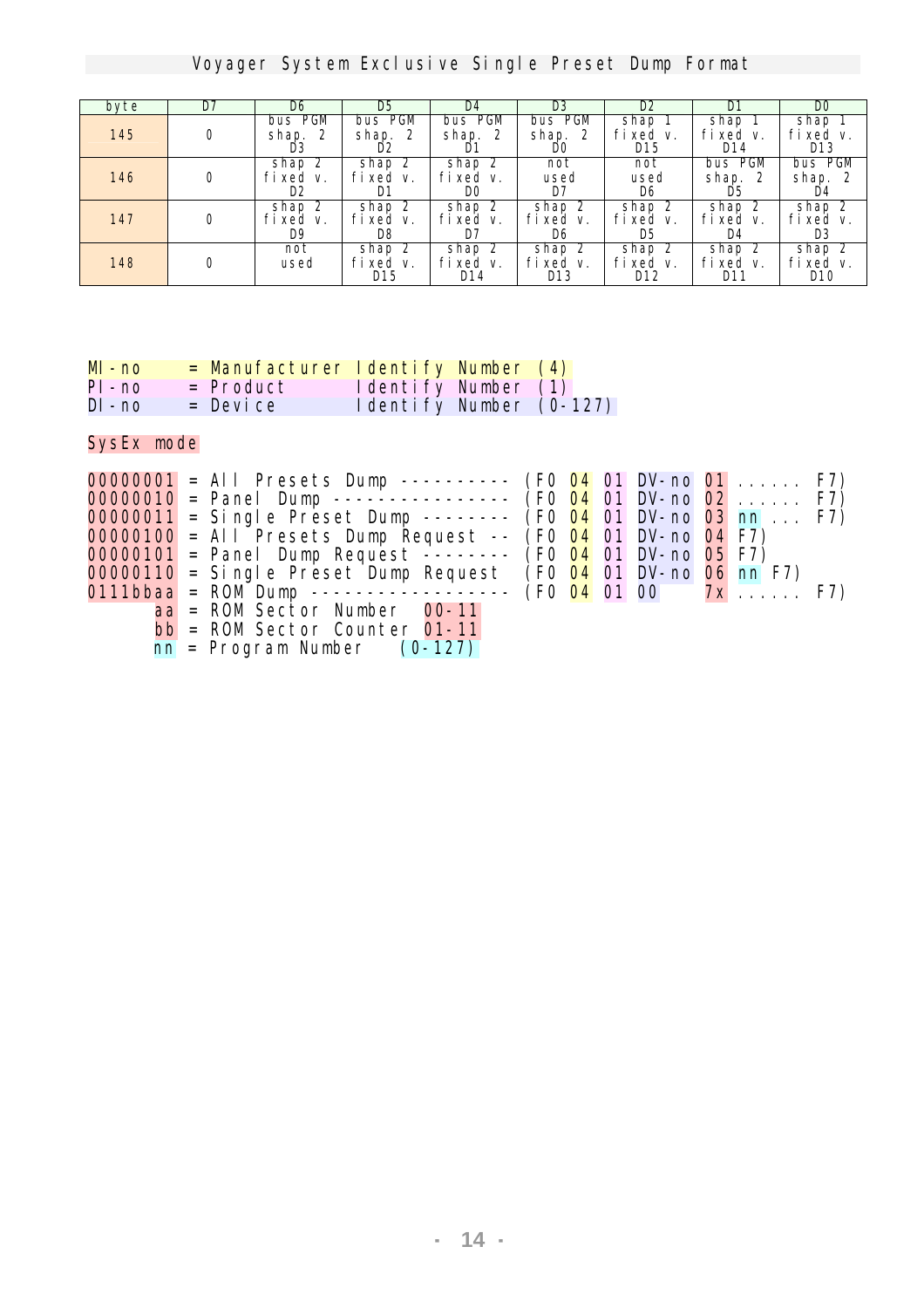# Voyager System Exclusive Single Preset Dump Format

| byte | D7 | D6 | D5 | D4 | D3 | D2 | D1 | D0 |
|---|---|---|---|---|---|---|---|---|
| 145 | 0 | bus PGM shap. 2 D3 | bus PGM shap. 2 D2 | bus PGM shap. 2 D1 | bus PGM shap. 2 D0 | shap 1 fixed v. D15 | shap 1 fixed v. D14 | shap 1 fixed v. D13 |
| 146 | 0 | shap 2 fixed v. D2 | shap 2 fixed v. D1 | shap 2 fixed v. D0 | not used D7 | not used D6 | bus PGM shap. 2 D5 | bus PGM shap. 2 D4 |
| 147 | 0 | shap 2 fixed v. D9 | shap 2 fixed v. D8 | shap 2 fixed v. D7 | shap 2 fixed v. D6 | shap 2 fixed v. D5 | shap 2 fixed v. D4 | shap 2 fixed v. D3 |
| 148 | 0 | not used | shap 2 fixed v. D15 | shap 2 fixed v. D14 | shap 2 fixed v. D13 | shap 2 fixed v. D12 | shap 2 fixed v. D11 | shap 2 fixed v. D10 |

```
MI-no    = Manufacturer Identify Number (4)
PI-no    = Product      Identify Number (1)
DI-no    = Device       Identify Number (0-127)
```

SysEx mode

```
00000001 = All Presets Dump ----------  (F0 04 01 DV-no 01 ...... F7)
00000010 = Panel Dump ----------------  (F0 04 01 DV-no 02 ...... F7)
00000011 = Single Preset Dump --------  (F0 04 01 DV-no 03 nn ... F7)
00000100 = All Presets Dump Request --  (F0 04 01 DV-no 04 F7)
00000101 = Panel Dump Request --------  (F0 04 01 DV-no 05 F7)
00000110 = Single Preset Dump Request   (F0 04 01 DV-no 06 nn F7)
0111bbaa = ROM Dump ------------------  (F0 04 01 00    7x ...... F7)
      aa = ROM Sector Number   00-11
      bb = ROM Sector Counter  01-11
      nn = Program Number    (0-127)
```